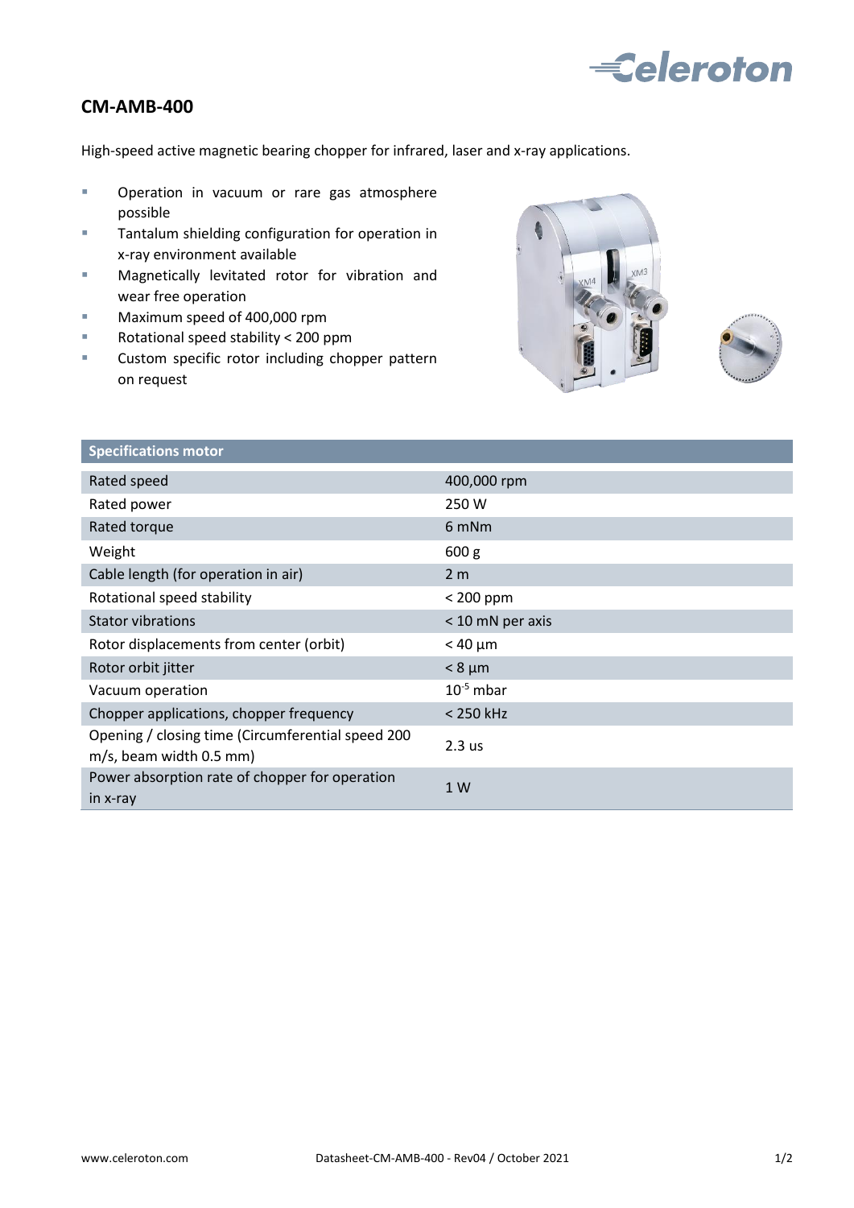# CM-AMB-400

High-speed active magnetic bearing chopper for infrared, laser and x-ray applications.

- Operation in vacuum or rare gas atmosphere possible
- Tantalum shielding configuration for operation in x-ray environment available
- Magnetically levitated rotor for vibration and wear free operation
- Maximum speed of 400,000 rpm
- Rotational speed stability < 200 ppm
- Custom specific rotor including chopper pattern on request

| Specifications motor | |
|---|---|
| Rated speed | 400,000 rpm |
| Rated power | 250 W |
| Rated torque | 6 mNm |
| Weight | 600 g |
| Cable length (for operation in air) | 2 m |
| Rotational speed stability | < 200 ppm |
| Stator vibrations | < 10 mN per axis |
| Rotor displacements from center (orbit) | < 40 µm |
| Rotor orbit jitter | < 8 µm |
| Vacuum operation | $10^{-5}$ mbar |
| Chopper applications, chopper frequency | < 250 kHz |
| Opening / closing time (Circumferential speed 200 m/s, beam width 0.5 mm) | 2.3 us |
| Power absorption rate of chopper for operation in x-ray | 1 W |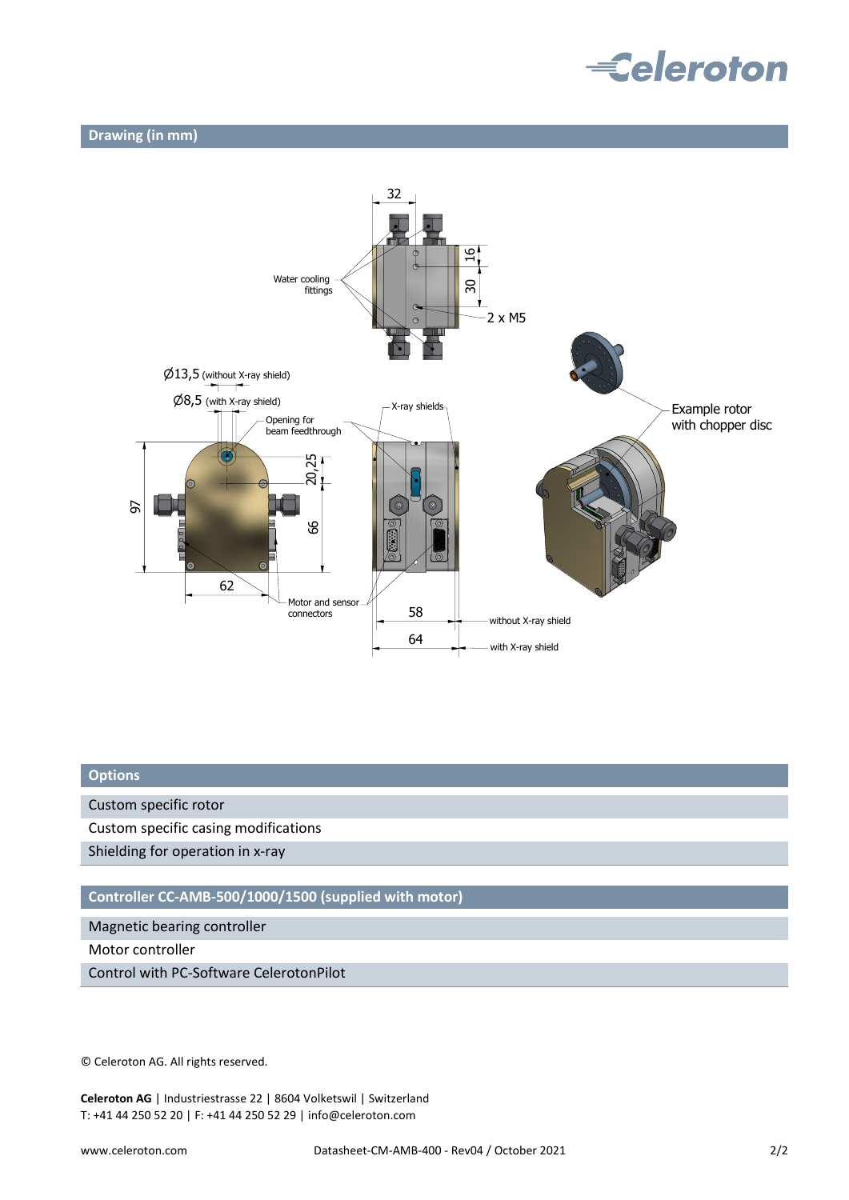## Drawing (in mm)

32

16

30

2 x M5

Water cooling fittings

Ø13,5 (without X-ray shield)

Ø8,5 (with X-ray shield)

Opening for beam feedthrough

X-ray shields

Example rotor with chopper disc

97

20,25

66

62

Motor and sensor connectors

58

without X-ray shield

64

with X-ray shield

## Options

| |
|---|
| Custom specific rotor |
| Custom specific casing modifications |
| Shielding for operation in x-ray |

## Controller CC-AMB-500/1000/1500 (supplied with motor)

| |
|---|
| Magnetic bearing controller |
| Motor controller |
| Control with PC-Software CelerotonPilot |

© Celeroton AG. All rights reserved.

**Celeroton AG** | Industriestrasse 22 | 8604 Volketswil | Switzerland
T: +41 44 250 52 20 | F: +41 44 250 52 29 | info@celeroton.com

www.celeroton.com Datasheet-CM-AMB-400 - Rev04 / October 2021